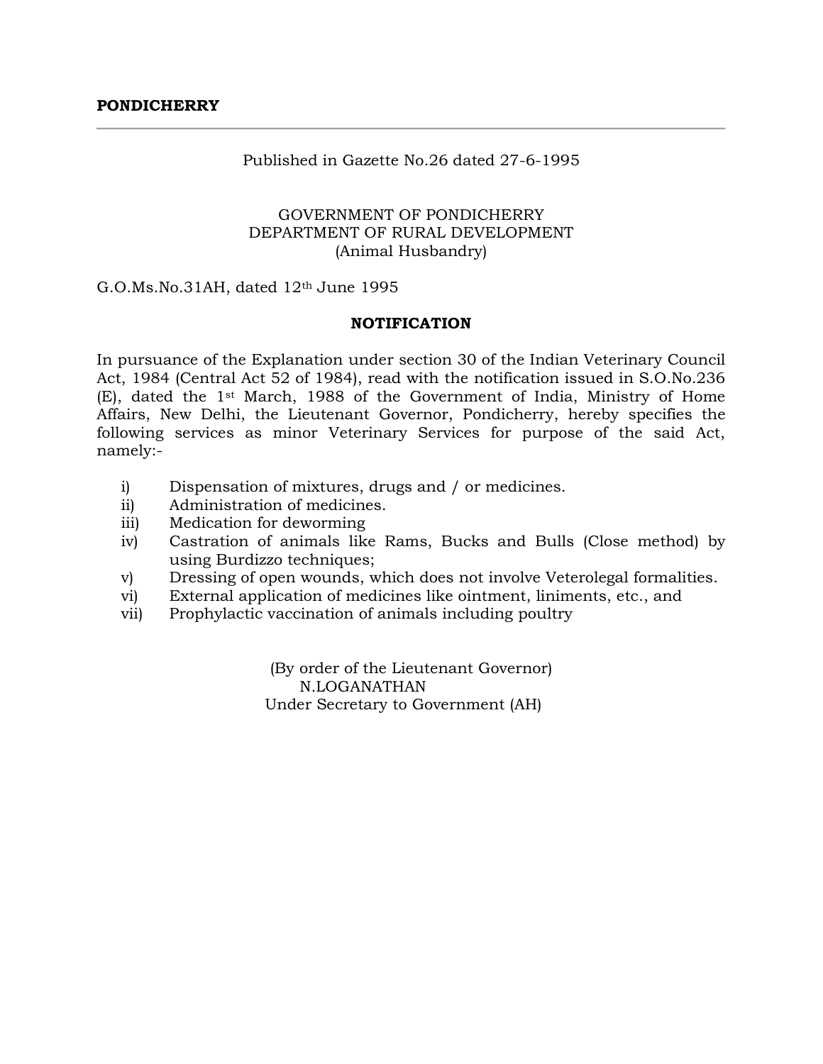**PONDICHERRY**

---

Published in Gazette No.26 dated 27-6-1995

GOVERNMENT OF PONDICHERRY
DEPARTMENT OF RURAL DEVELOPMENT
(Animal Husbandry)

G.O.Ms.No.31AH, dated 12th June 1995

**NOTIFICATION**

In pursuance of the Explanation under section 30 of the Indian Veterinary Council Act, 1984 (Central Act 52 of 1984), read with the notification issued in S.O.No.236 (E), dated the 1st March, 1988 of the Government of India, Ministry of Home Affairs, New Delhi, the Lieutenant Governor, Pondicherry, hereby specifies the following services as minor Veterinary Services for purpose of the said Act, namely:-

i) Dispensation of mixtures, drugs and / or medicines.
ii) Administration of medicines.
iii) Medication for deworming
iv) Castration of animals like Rams, Bucks and Bulls (Close method) by using Burdizzo techniques;
v) Dressing of open wounds, which does not involve Veterolegal formalities.
vi) External application of medicines like ointment, liniments, etc., and
vii) Prophylactic vaccination of animals including poultry

(By order of the Lieutenant Governor)
N.LOGANATHAN
Under Secretary to Government (AH)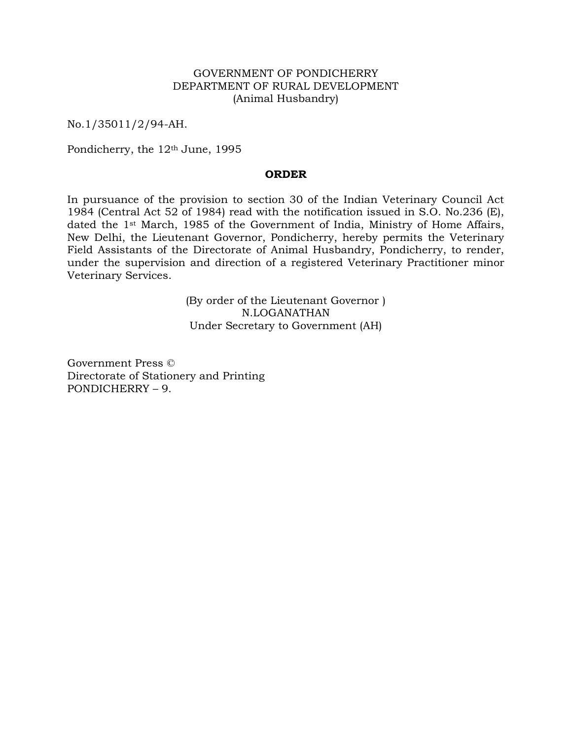GOVERNMENT OF PONDICHERRY
DEPARTMENT OF RURAL DEVELOPMENT
(Animal Husbandry)

No.1/35011/2/94-AH.

Pondicherry, the 12th June, 1995

**ORDER**

In pursuance of the provision to section 30 of the Indian Veterinary Council Act 1984 (Central Act 52 of 1984) read with the notification issued in S.O. No.236 (E), dated the 1st March, 1985 of the Government of India, Ministry of Home Affairs, New Delhi, the Lieutenant Governor, Pondicherry, hereby permits the Veterinary Field Assistants of the Directorate of Animal Husbandry, Pondicherry, to render, under the supervision and direction of a registered Veterinary Practitioner minor Veterinary Services.

(By order of the Lieutenant Governor )
N.LOGANATHAN
Under Secretary to Government (AH)

Government Press ©
Directorate of Stationery and Printing
PONDICHERRY – 9.